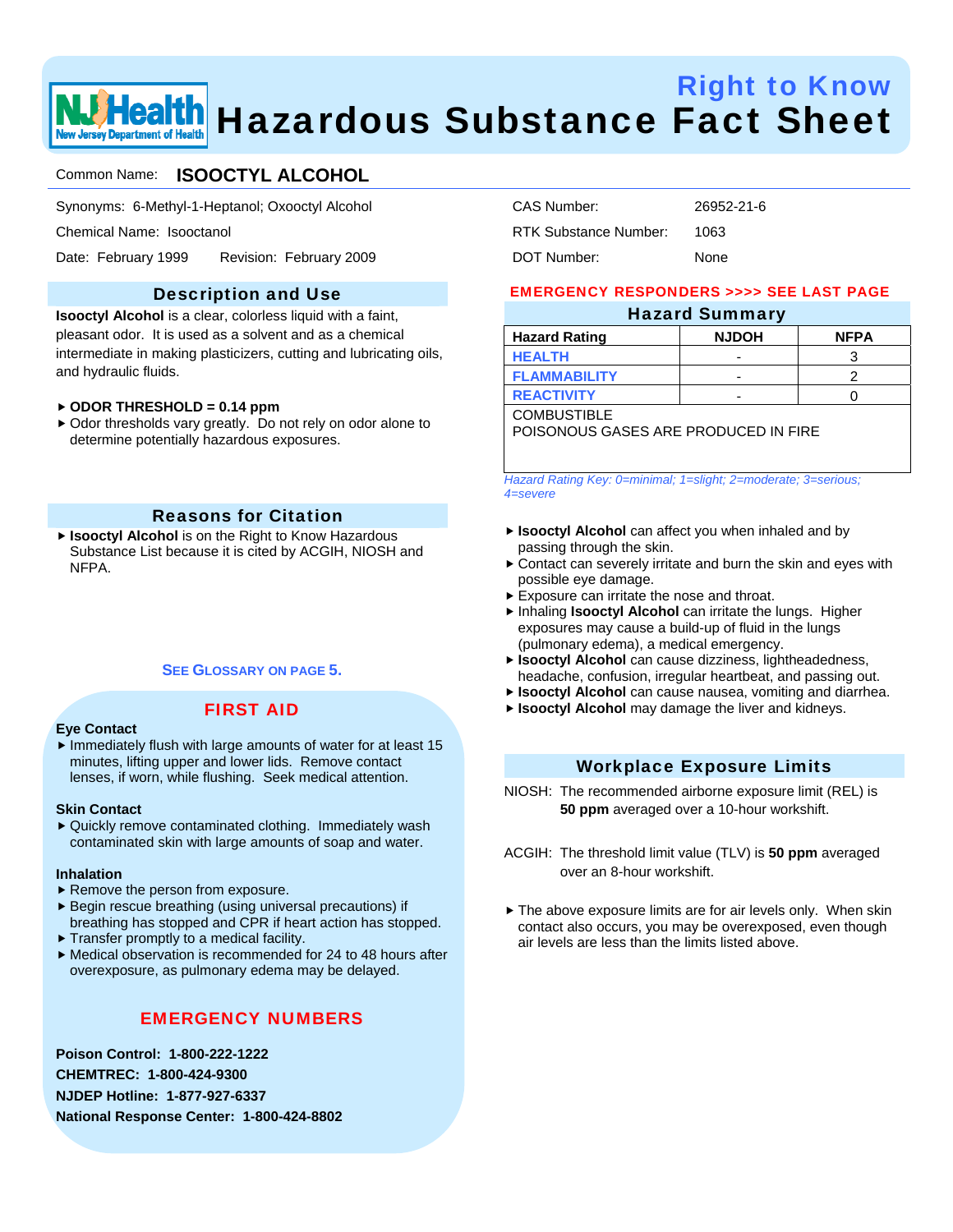# Right to Know Hazardous Substance Fact Sheet

Common Name: **ISOOCTYL ALCOHOL**

Synonyms: 6-Methyl-1-Heptanol; Oxooctyl Alcohol

Chemical Name: Isooctanol

Date: February 1999  Revision: February 2009

CAS Number: 26952-21-6

RTK Substance Number: 1063

DOT Number: None

## Description and Use

**Isooctyl Alcohol** is a clear, colorless liquid with a faint, pleasant odor. It is used as a solvent and as a chemical intermediate in making plasticizers, cutting and lubricating oils, and hydraulic fluids.

- **ODOR THRESHOLD = 0.14 ppm**
- Odor thresholds vary greatly. Do not rely on odor alone to determine potentially hazardous exposures.

## Reasons for Citation

- **Isooctyl Alcohol** is on the Right to Know Hazardous Substance List because it is cited by ACGIH, NIOSH and NFPA.

SEE GLOSSARY ON PAGE 5.

## FIRST AID

**Eye Contact**

- Immediately flush with large amounts of water for at least 15 minutes, lifting upper and lower lids. Remove contact lenses, if worn, while flushing. Seek medical attention.

**Skin Contact**

- Quickly remove contaminated clothing. Immediately wash contaminated skin with large amounts of soap and water.

**Inhalation**

- Remove the person from exposure.
- Begin rescue breathing (using universal precautions) if breathing has stopped and CPR if heart action has stopped.
- Transfer promptly to a medical facility.
- Medical observation is recommended for 24 to 48 hours after overexposure, as pulmonary edema may be delayed.

## EMERGENCY NUMBERS

**Poison Control: 1-800-222-1222**

**CHEMTREC: 1-800-424-9300**

**NJDEP Hotline: 1-877-927-6337**

**National Response Center: 1-800-424-8802**

**EMERGENCY RESPONDERS >>>> SEE LAST PAGE**

## Hazard Summary

| Hazard Rating | NJDOH | NFPA |
|---|---|---|
| HEALTH | - | 3 |
| FLAMMABILITY | - | 2 |
| REACTIVITY | - | 0 |

COMBUSTIBLE
POISONOUS GASES ARE PRODUCED IN FIRE

*Hazard Rating Key: 0=minimal; 1=slight; 2=moderate; 3=serious; 4=severe*

- **Isooctyl Alcohol** can affect you when inhaled and by passing through the skin.
- Contact can severely irritate and burn the skin and eyes with possible eye damage.
- Exposure can irritate the nose and throat.
- Inhaling **Isooctyl Alcohol** can irritate the lungs. Higher exposures may cause a build-up of fluid in the lungs (pulmonary edema), a medical emergency.
- **Isooctyl Alcohol** can cause dizziness, lightheadedness, headache, confusion, irregular heartbeat, and passing out.
- **Isooctyl Alcohol** can cause nausea, vomiting and diarrhea.
- **Isooctyl Alcohol** may damage the liver and kidneys.

## Workplace Exposure Limits

NIOSH: The recommended airborne exposure limit (REL) is **50 ppm** averaged over a 10-hour workshift.

ACGIH: The threshold limit value (TLV) is **50 ppm** averaged over an 8-hour workshift.

- The above exposure limits are for air levels only. When skin contact also occurs, you may be overexposed, even though air levels are less than the limits listed above.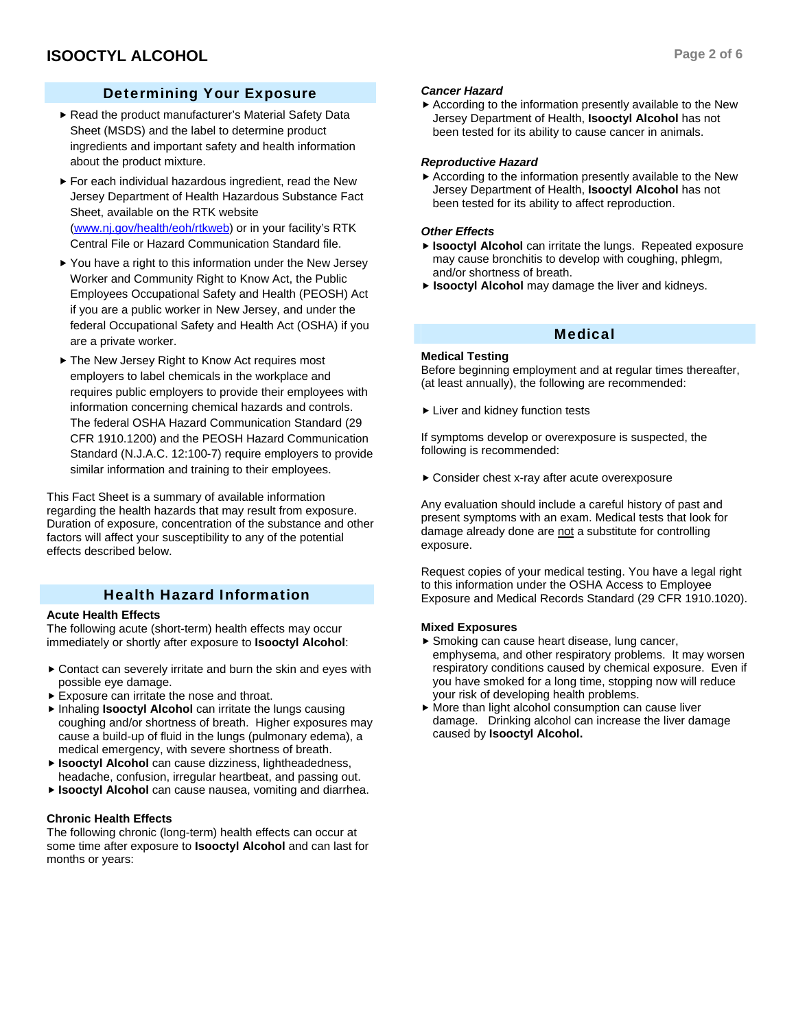## Determining Your Exposure

- Read the product manufacturer's Material Safety Data Sheet (MSDS) and the label to determine product ingredients and important safety and health information about the product mixture.
- For each individual hazardous ingredient, read the New Jersey Department of Health Hazardous Substance Fact Sheet, available on the RTK website ([www.nj.gov/health/eoh/rtkweb](http://www.nj.gov/health/eoh/rtkweb)) or in your facility's RTK Central File or Hazard Communication Standard file.
- You have a right to this information under the New Jersey Worker and Community Right to Know Act, the Public Employees Occupational Safety and Health (PEOSH) Act if you are a public worker in New Jersey, and under the federal Occupational Safety and Health Act (OSHA) if you are a private worker.
- The New Jersey Right to Know Act requires most employers to label chemicals in the workplace and requires public employers to provide their employees with information concerning chemical hazards and controls. The federal OSHA Hazard Communication Standard (29 CFR 1910.1200) and the PEOSH Hazard Communication Standard (N.J.A.C. 12:100-7) require employers to provide similar information and training to their employees.

This Fact Sheet is a summary of available information regarding the health hazards that may result from exposure. Duration of exposure, concentration of the substance and other factors will affect your susceptibility to any of the potential effects described below.

## Health Hazard Information

**Acute Health Effects**

The following acute (short-term) health effects may occur immediately or shortly after exposure to **Isooctyl Alcohol**:

- Contact can severely irritate and burn the skin and eyes with possible eye damage.
- Exposure can irritate the nose and throat.
- Inhaling **Isooctyl Alcohol** can irritate the lungs causing coughing and/or shortness of breath. Higher exposures may cause a build-up of fluid in the lungs (pulmonary edema), a medical emergency, with severe shortness of breath.
- **Isooctyl Alcohol** can cause dizziness, lightheadedness, headache, confusion, irregular heartbeat, and passing out.
- **Isooctyl Alcohol** can cause nausea, vomiting and diarrhea.

**Chronic Health Effects**

The following chronic (long-term) health effects can occur at some time after exposure to **Isooctyl Alcohol** and can last for months or years:

***Cancer Hazard***

- According to the information presently available to the New Jersey Department of Health, **Isooctyl Alcohol** has not been tested for its ability to cause cancer in animals.

***Reproductive Hazard***

- According to the information presently available to the New Jersey Department of Health, **Isooctyl Alcohol** has not been tested for its ability to affect reproduction.

***Other Effects***

- **Isooctyl Alcohol** can irritate the lungs. Repeated exposure may cause bronchitis to develop with coughing, phlegm, and/or shortness of breath.
- **Isooctyl Alcohol** may damage the liver and kidneys.

## Medical

**Medical Testing**

Before beginning employment and at regular times thereafter, (at least annually), the following are recommended:

- Liver and kidney function tests

If symptoms develop or overexposure is suspected, the following is recommended:

- Consider chest x-ray after acute overexposure

Any evaluation should include a careful history of past and present symptoms with an exam. Medical tests that look for damage already done are not a substitute for controlling exposure.

Request copies of your medical testing. You have a legal right to this information under the OSHA Access to Employee Exposure and Medical Records Standard (29 CFR 1910.1020).

**Mixed Exposures**

- Smoking can cause heart disease, lung cancer, emphysema, and other respiratory problems. It may worsen respiratory conditions caused by chemical exposure. Even if you have smoked for a long time, stopping now will reduce your risk of developing health problems.
- More than light alcohol consumption can cause liver damage. Drinking alcohol can increase the liver damage caused by **Isooctyl Alcohol.**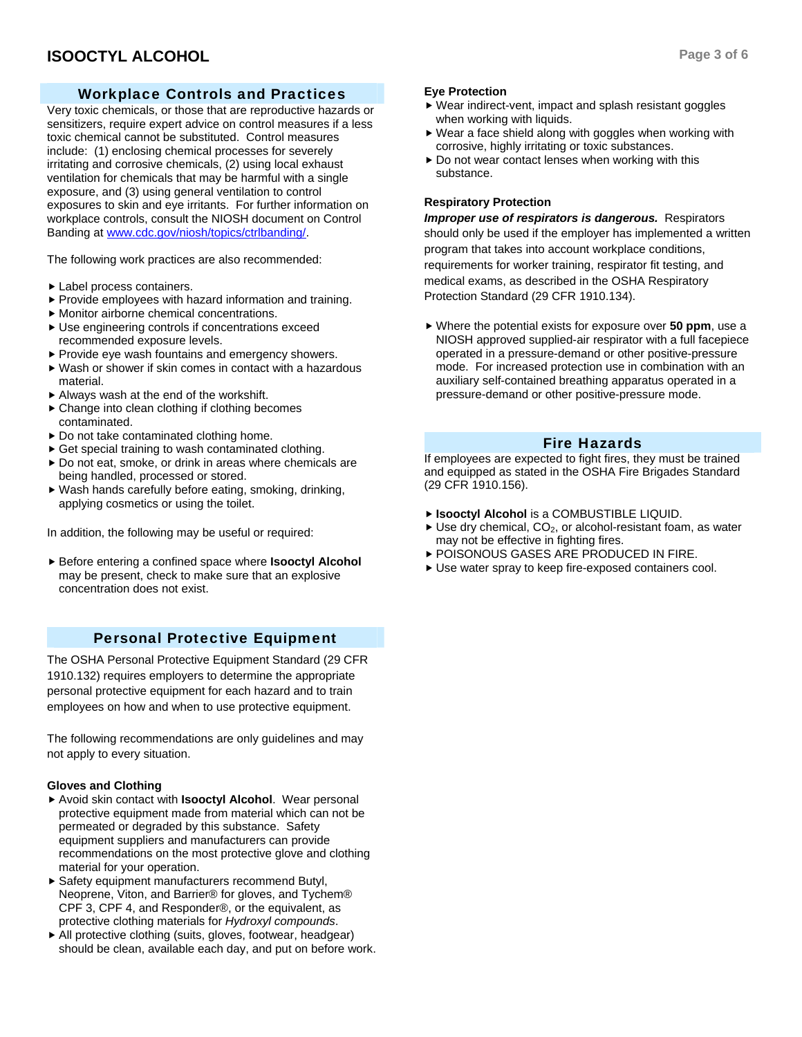## Workplace Controls and Practices

Very toxic chemicals, or those that are reproductive hazards or sensitizers, require expert advice on control measures if a less toxic chemical cannot be substituted. Control measures include: (1) enclosing chemical processes for severely irritating and corrosive chemicals, (2) using local exhaust ventilation for chemicals that may be harmful with a single exposure, and (3) using general ventilation to control exposures to skin and eye irritants. For further information on workplace controls, consult the NIOSH document on Control Banding at www.cdc.gov/niosh/topics/ctrlbanding/.

The following work practices are also recommended:

- Label process containers.
- Provide employees with hazard information and training.
- Monitor airborne chemical concentrations.
- Use engineering controls if concentrations exceed recommended exposure levels.
- Provide eye wash fountains and emergency showers.
- Wash or shower if skin comes in contact with a hazardous material.
- Always wash at the end of the workshift.
- Change into clean clothing if clothing becomes contaminated.
- Do not take contaminated clothing home.
- Get special training to wash contaminated clothing.
- Do not eat, smoke, or drink in areas where chemicals are being handled, processed or stored.
- Wash hands carefully before eating, smoking, drinking, applying cosmetics or using the toilet.

In addition, the following may be useful or required:

- Before entering a confined space where **Isooctyl Alcohol** may be present, check to make sure that an explosive concentration does not exist.

## Personal Protective Equipment

The OSHA Personal Protective Equipment Standard (29 CFR 1910.132) requires employers to determine the appropriate personal protective equipment for each hazard and to train employees on how and when to use protective equipment.

The following recommendations are only guidelines and may not apply to every situation.

### Gloves and Clothing

- Avoid skin contact with **Isooctyl Alcohol**. Wear personal protective equipment made from material which can not be permeated or degraded by this substance. Safety equipment suppliers and manufacturers can provide recommendations on the most protective glove and clothing material for your operation.
- Safety equipment manufacturers recommend Butyl, Neoprene, Viton, and Barrier® for gloves, and Tychem® CPF 3, CPF 4, and Responder®, or the equivalent, as protective clothing materials for *Hydroxyl compounds*.
- All protective clothing (suits, gloves, footwear, headgear) should be clean, available each day, and put on before work.

### Eye Protection

- Wear indirect-vent, impact and splash resistant goggles when working with liquids.
- Wear a face shield along with goggles when working with corrosive, highly irritating or toxic substances.
- Do not wear contact lenses when working with this substance.

### Respiratory Protection

***Improper use of respirators is dangerous.*** Respirators should only be used if the employer has implemented a written program that takes into account workplace conditions, requirements for worker training, respirator fit testing, and medical exams, as described in the OSHA Respiratory Protection Standard (29 CFR 1910.134).

- Where the potential exists for exposure over **50 ppm**, use a NIOSH approved supplied-air respirator with a full facepiece operated in a pressure-demand or other positive-pressure mode. For increased protection use in combination with an auxiliary self-contained breathing apparatus operated in a pressure-demand or other positive-pressure mode.

## Fire Hazards

If employees are expected to fight fires, they must be trained and equipped as stated in the OSHA Fire Brigades Standard (29 CFR 1910.156).

- **Isooctyl Alcohol** is a COMBUSTIBLE LIQUID.
- Use dry chemical, $CO_2$, or alcohol-resistant foam, as water may not be effective in fighting fires.
- POISONOUS GASES ARE PRODUCED IN FIRE.
- Use water spray to keep fire-exposed containers cool.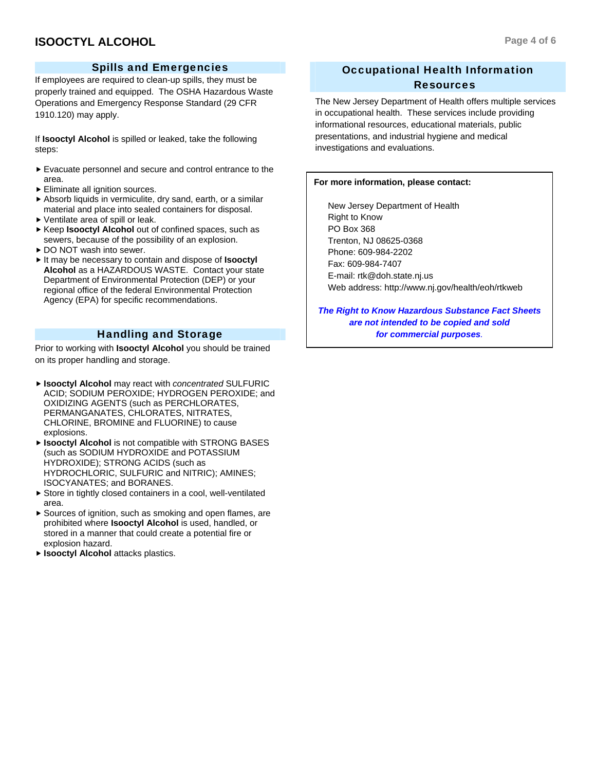## Spills and Emergencies

If employees are required to clean-up spills, they must be properly trained and equipped. The OSHA Hazardous Waste Operations and Emergency Response Standard (29 CFR 1910.120) may apply.

If **Isooctyl Alcohol** is spilled or leaked, take the following steps:

- Evacuate personnel and secure and control entrance to the area.
- Eliminate all ignition sources.
- Absorb liquids in vermiculite, dry sand, earth, or a similar material and place into sealed containers for disposal.
- Ventilate area of spill or leak.
- Keep **Isooctyl Alcohol** out of confined spaces, such as sewers, because of the possibility of an explosion.
- DO NOT wash into sewer.
- It may be necessary to contain and dispose of **Isooctyl Alcohol** as a HAZARDOUS WASTE. Contact your state Department of Environmental Protection (DEP) or your regional office of the federal Environmental Protection Agency (EPA) for specific recommendations.

## Handling and Storage

Prior to working with **Isooctyl Alcohol** you should be trained on its proper handling and storage.

- **Isooctyl Alcohol** may react with *concentrated* SULFURIC ACID; SODIUM PEROXIDE; HYDROGEN PEROXIDE; and OXIDIZING AGENTS (such as PERCHLORATES, PERMANGANATES, CHLORATES, NITRATES, CHLORINE, BROMINE and FLUORINE) to cause explosions.
- **Isooctyl Alcohol** is not compatible with STRONG BASES (such as SODIUM HYDROXIDE and POTASSIUM HYDROXIDE); STRONG ACIDS (such as HYDROCHLORIC, SULFURIC and NITRIC); AMINES; ISOCYANATES; and BORANES.
- Store in tightly closed containers in a cool, well-ventilated area.
- Sources of ignition, such as smoking and open flames, are prohibited where **Isooctyl Alcohol** is used, handled, or stored in a manner that could create a potential fire or explosion hazard.
- **Isooctyl Alcohol** attacks plastics.

## Occupational Health Information Resources

The New Jersey Department of Health offers multiple services in occupational health. These services include providing informational resources, educational materials, public presentations, and industrial hygiene and medical investigations and evaluations.

**For more information, please contact:**

New Jersey Department of Health
Right to Know
PO Box 368
Trenton, NJ 08625-0368
Phone: 609-984-2202
Fax: 609-984-7407
E-mail: rtk@doh.state.nj.us
Web address: http://www.nj.gov/health/eoh/rtkweb

***The Right to Know Hazardous Substance Fact Sheets are not intended to be copied and sold for commercial purposes.***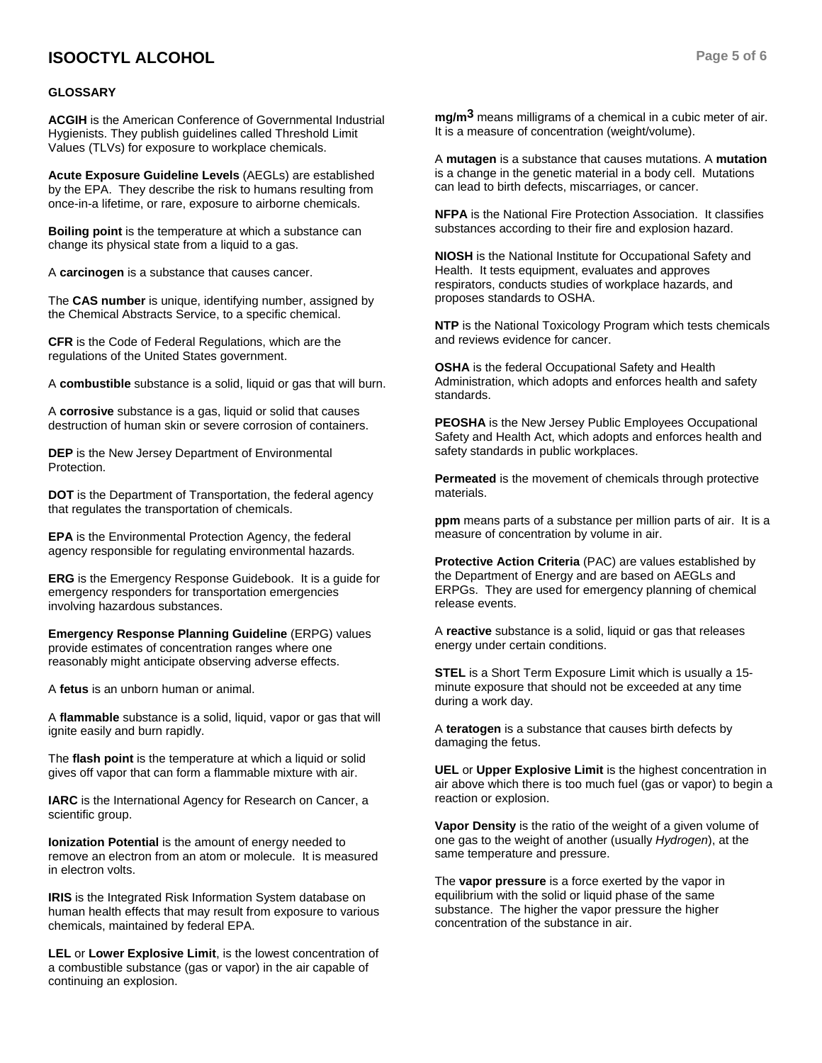## GLOSSARY

**ACGIH** is the American Conference of Governmental Industrial Hygienists. They publish guidelines called Threshold Limit Values (TLVs) for exposure to workplace chemicals.

**Acute Exposure Guideline Levels** (AEGLs) are established by the EPA. They describe the risk to humans resulting from once-in-a lifetime, or rare, exposure to airborne chemicals.

**Boiling point** is the temperature at which a substance can change its physical state from a liquid to a gas.

A **carcinogen** is a substance that causes cancer.

The **CAS number** is unique, identifying number, assigned by the Chemical Abstracts Service, to a specific chemical.

**CFR** is the Code of Federal Regulations, which are the regulations of the United States government.

A **combustible** substance is a solid, liquid or gas that will burn.

A **corrosive** substance is a gas, liquid or solid that causes destruction of human skin or severe corrosion of containers.

**DEP** is the New Jersey Department of Environmental Protection.

**DOT** is the Department of Transportation, the federal agency that regulates the transportation of chemicals.

**EPA** is the Environmental Protection Agency, the federal agency responsible for regulating environmental hazards.

**ERG** is the Emergency Response Guidebook. It is a guide for emergency responders for transportation emergencies involving hazardous substances.

**Emergency Response Planning Guideline** (ERPG) values provide estimates of concentration ranges where one reasonably might anticipate observing adverse effects.

A **fetus** is an unborn human or animal.

A **flammable** substance is a solid, liquid, vapor or gas that will ignite easily and burn rapidly.

The **flash point** is the temperature at which a liquid or solid gives off vapor that can form a flammable mixture with air.

**IARC** is the International Agency for Research on Cancer, a scientific group.

**Ionization Potential** is the amount of energy needed to remove an electron from an atom or molecule. It is measured in electron volts.

**IRIS** is the Integrated Risk Information System database on human health effects that may result from exposure to various chemicals, maintained by federal EPA.

**LEL** or **Lower Explosive Limit**, is the lowest concentration of a combustible substance (gas or vapor) in the air capable of continuing an explosion.

**$mg/m^3$** means milligrams of a chemical in a cubic meter of air. It is a measure of concentration (weight/volume).

A **mutagen** is a substance that causes mutations. A **mutation** is a change in the genetic material in a body cell. Mutations can lead to birth defects, miscarriages, or cancer.

**NFPA** is the National Fire Protection Association. It classifies substances according to their fire and explosion hazard.

**NIOSH** is the National Institute for Occupational Safety and Health. It tests equipment, evaluates and approves respirators, conducts studies of workplace hazards, and proposes standards to OSHA.

**NTP** is the National Toxicology Program which tests chemicals and reviews evidence for cancer.

**OSHA** is the federal Occupational Safety and Health Administration, which adopts and enforces health and safety standards.

**PEOSHA** is the New Jersey Public Employees Occupational Safety and Health Act, which adopts and enforces health and safety standards in public workplaces.

**Permeated** is the movement of chemicals through protective materials.

**ppm** means parts of a substance per million parts of air. It is a measure of concentration by volume in air.

**Protective Action Criteria** (PAC) are values established by the Department of Energy and are based on AEGLs and ERPGs. They are used for emergency planning of chemical release events.

A **reactive** substance is a solid, liquid or gas that releases energy under certain conditions.

**STEL** is a Short Term Exposure Limit which is usually a 15-minute exposure that should not be exceeded at any time during a work day.

A **teratogen** is a substance that causes birth defects by damaging the fetus.

**UEL** or **Upper Explosive Limit** is the highest concentration in air above which there is too much fuel (gas or vapor) to begin a reaction or explosion.

**Vapor Density** is the ratio of the weight of a given volume of one gas to the weight of another (usually *Hydrogen*), at the same temperature and pressure.

The **vapor pressure** is a force exerted by the vapor in equilibrium with the solid or liquid phase of the same substance. The higher the vapor pressure the higher concentration of the substance in air.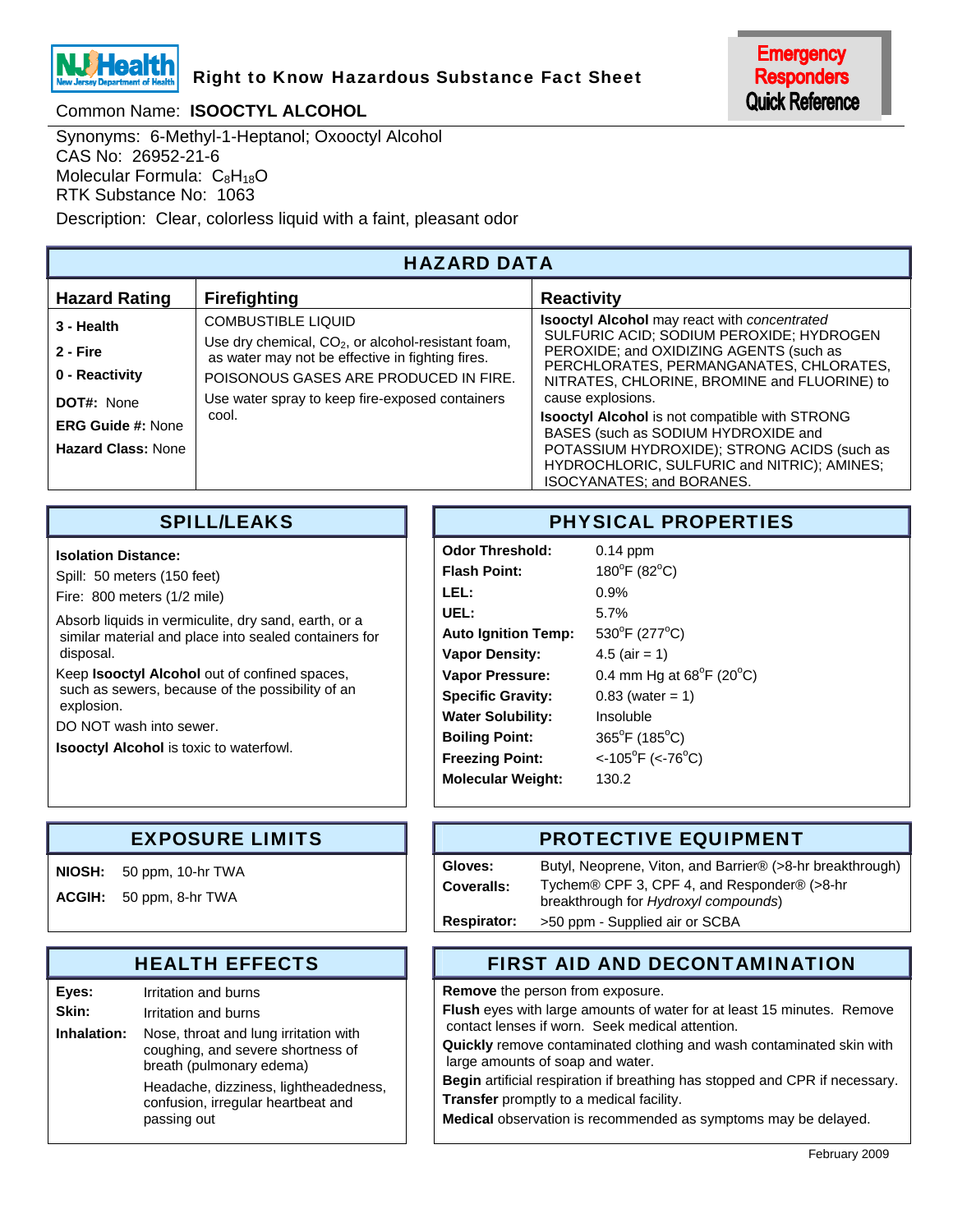Right to Know Hazardous Substance Fact Sheet

**Emergency Responders Quick Reference**

Common Name: **ISOOCTYL ALCOHOL**

Synonyms: 6-Methyl-1-Heptanol; Oxooctyl Alcohol
CAS No: 26952-21-6
Molecular Formula: $C_8H_{18}O$
RTK Substance No: 1063

Description: Clear, colorless liquid with a faint, pleasant odor

## HAZARD DATA

| Hazard Rating | Firefighting | Reactivity |
|---|---|---|
| **3 - Health**<br>**2 - Fire**<br>**0 - Reactivity**<br>**DOT#:** None<br>**ERG Guide #:** None<br>**Hazard Class:** None | COMBUSTIBLE LIQUID<br>Use dry chemical, $CO_2$, or alcohol-resistant foam, as water may not be effective in fighting fires.<br>POISONOUS GASES ARE PRODUCED IN FIRE.<br>Use water spray to keep fire-exposed containers cool. | **Isooctyl Alcohol** may react with *concentrated* SULFURIC ACID; SODIUM PEROXIDE; HYDROGEN PEROXIDE; and OXIDIZING AGENTS (such as PERCHLORATES, PERMANGANATES, CHLORATES, NITRATES, CHLORINE, BROMINE and FLUORINE) to cause explosions.<br>**Isooctyl Alcohol** is not compatible with STRONG BASES (such as SODIUM HYDROXIDE and POTASSIUM HYDROXIDE); STRONG ACIDS (such as HYDROCHLORIC, SULFURIC and NITRIC); AMINES; ISOCYANATES; and BORANES. |

## SPILL/LEAKS

**Isolation Distance:**

Spill: 50 meters (150 feet)

Fire: 800 meters (1/2 mile)

Absorb liquids in vermiculite, dry sand, earth, or a similar material and place into sealed containers for disposal.

Keep **Isooctyl Alcohol** out of confined spaces, such as sewers, because of the possibility of an explosion.

DO NOT wash into sewer.

**Isooctyl Alcohol** is toxic to waterfowl.

## PHYSICAL PROPERTIES

| | |
|---|---|
| **Odor Threshold:** | 0.14 ppm |
| **Flash Point:** | 180°F (82°C) |
| **LEL:** | 0.9% |
| **UEL:** | 5.7% |
| **Auto Ignition Temp:** | 530°F (277°C) |
| **Vapor Density:** | 4.5 (air = 1) |
| **Vapor Pressure:** | 0.4 mm Hg at 68°F (20°C) |
| **Specific Gravity:** | 0.83 (water = 1) |
| **Water Solubility:** | Insoluble |
| **Boiling Point:** | 365°F (185°C) |
| **Freezing Point:** | <-105°F (<-76°C) |
| **Molecular Weight:** | 130.2 |

## EXPOSURE LIMITS

| | |
|---|---|
| **NIOSH:** | 50 ppm, 10-hr TWA |
| **ACGIH:** | 50 ppm, 8-hr TWA |

## PROTECTIVE EQUIPMENT

| | |
|---|---|
| **Gloves:** | Butyl, Neoprene, Viton, and Barrier® (>8-hr breakthrough) |
| **Coveralls:** | Tychem® CPF 3, CPF 4, and Responder® (>8-hr breakthrough for *Hydroxyl compounds*) |
| **Respirator:** | >50 ppm - Supplied air or SCBA |

## HEALTH EFFECTS

| | |
|---|---|
| **Eyes:** | Irritation and burns |
| **Skin:** | Irritation and burns |
| **Inhalation:** | Nose, throat and lung irritation with coughing, and severe shortness of breath (pulmonary edema)<br>Headache, dizziness, lightheadedness, confusion, irregular heartbeat and passing out |

## FIRST AID AND DECONTAMINATION

**Remove** the person from exposure.

**Flush** eyes with large amounts of water for at least 15 minutes. Remove contact lenses if worn. Seek medical attention.

**Quickly** remove contaminated clothing and wash contaminated skin with large amounts of soap and water.

**Begin** artificial respiration if breathing has stopped and CPR if necessary.

**Transfer** promptly to a medical facility.

**Medical** observation is recommended as symptoms may be delayed.

February 2009